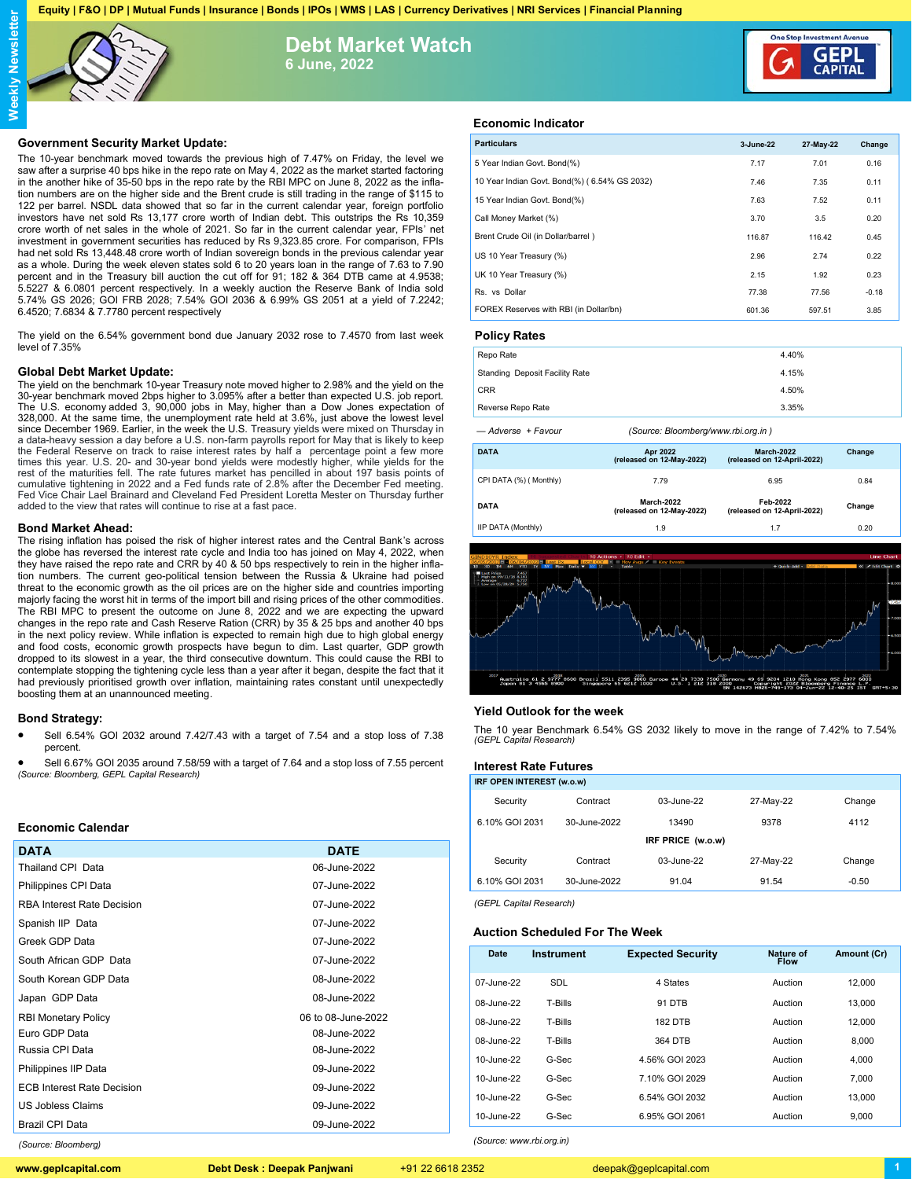Equity | F&O | DP | Mutual Funds | Insurance | Bonds | IPOs | WMS | LAS | Currency Derivatives | NRI Services | Financial Planning

# Debt Market Watch

**6 June, 2022**

Weekly Newsletter

## Government Security Market Update:

The 10-year benchmark moved towards the previous high of 7.47% on Friday, the level we saw after a surprise 40 bps hike in the repo rate on May 4, 2022 as the market started factoring in the another hike of 35-50 bps in the repo rate by the RBI MPC on June 8, 2022 as the inflation numbers are on the higher side and the Brent crude is still trading in the range of $115 to 122 per barrel. NSDL data showed that so far in this current calendar year, foreign portfolio investors have net sold Rs 13,177 crore worth of Indian debt. This outstrips the Rs 10,359 crore worth of net sales in the whole of 2021. So far in the current calendar year, FPIs' net investment in government securities has reduced by Rs 9,323.85 crore. For comparison, FPIs had net sold Rs 13,448.48 crore worth of Indian sovereign bonds in the previous calendar year as a whole. During the week eleven states sold 6 to 20 years loan in the range of 7.63 to 7.90 percent and in the Treasury bill auction the cut off for 91; 182 & 364 DTB came at 4.9538; 5.5227 & 6.0801 percent respectively. In a weekly auction the Reserve Bank of India sold 5.74% GS 2026; GOI FRB 2028; 7.54% GOI 2036 & 6.99% GS 2051 at a yield of 7.2242; 6.4520; 7.6834 & 7.7780 percent respectively.

The yield on the 6.54% government bond due January 2032 rose to 7.4570 from last week level of 7.35%

## Global Debt Market Update:

The yield on the benchmark 10-year Treasury note moved higher to 2.98% and the yield on the 30-year benchmark moved 2bps higher to 3.095% after a better than expected U.S. job report. The U.S. economy added 3, 90,000 jobs in May, higher than a Dow Jones expectation of 328,000. At the same time, the unemployment rate held at 3.6%, just above the lowest level since December 1969. Earlier, in the week the U.S. Treasury yields were mixed on Thursday in a data-heavy session a day before a U.S. non-farm payrolls report for May that is likely to keep the Federal Reserve on track to raise interest rates by half a percentage point a few more times this year. U.S. 20- and 30-year bond yields were modestly higher, while yields for the rest of the maturities fell. The rate futures market has pencilled in about 197 basis points of cumulative tightening in 2022 and a Fed funds rate of 2.8% after the December Fed meeting. Fed Vice Chair Lael Brainard and Cleveland Fed President Loretta Mester on Thursday further added to the view that rates will continue to rise at a fast pace.

## Bond Market Ahead:

The rising inflation has poised the risk of higher interest rates and the Central Bank's across the globe has reversed the interest rate cycle and India too has joined on May 4, 2022, when they have raised the repo rate and CRR by 40 & 50 bps respectively to rein in the higher inflation numbers. The current geo-political tension between the Russia & Ukraine had poised threat to the economic growth as the oil prices are on the higher side and countries importing majorly facing the worst hit in terms of the import bill and rising prices of the other commodities. The RBI MPC to present the outcome on June 8, 2022 and we are expecting the upward changes in the repo rate and Cash Reserve Ration (CRR) by 35 & 25 bps and another 40 bps in the next policy review. While inflation is expected to remain high due to high global energy and food costs, economic growth prospects have begun to dim. Last quarter, GDP growth dropped to its slowest in a year, the third consecutive downturn. This could cause the RBI to contemplate stopping the tightening cycle less than a year after it began, despite the fact that it had previously prioritised growth over inflation, maintaining rates constant until unexpectedly boosting them at an unannounced meeting.

## Bond Strategy:

- Sell 6.54% GOI 2032 around 7.42/7.43 with a target of 7.54 and a stop loss of 7.38 percent.
- Sell 6.67% GOI 2035 around 7.58/59 with a target of 7.64 and a stop loss of 7.55 percent

*(Source: Bloomberg, GEPL Capital Research)*

## Economic Calendar

| DATA | DATE |
|---|---|
| Thailand CPI Data | 06-June-2022 |
| Philippines CPI Data | 07-June-2022 |
| RBA Interest Rate Decision | 07-June-2022 |
| Spanish IIP Data | 07-June-2022 |
| Greek GDP Data | 07-June-2022 |
| South African GDP Data | 07-June-2022 |
| South Korean GDP Data | 08-June-2022 |
| Japan GDP Data | 08-June-2022 |
| RBI Monetary Policy | 06 to 08-June-2022 |
| Euro GDP Data | 08-June-2022 |
| Russia CPI Data | 08-June-2022 |
| Philippines IIP Data | 09-June-2022 |
| ECB Interest Rate Decision | 09-June-2022 |
| US Jobless Claims | 09-June-2022 |
| Brazil CPI Data | 09-June-2022 |

*(Source: Bloomberg)*

## Economic Indicator

| Particulars | 3-June-22 | 27-May-22 | Change |
|---|---|---|---|
| 5 Year Indian Govt. Bond(%) | 7.17 | 7.01 | 0.16 |
| 10 Year Indian Govt. Bond(%) ( 6.54% GS 2032) | 7.46 | 7.35 | 0.11 |
| 15 Year Indian Govt. Bond(%) | 7.63 | 7.52 | 0.11 |
| Call Money Market (%) | 3.70 | 3.5 | 0.20 |
| Brent Crude Oil (in Dollar/barrel ) | 116.87 | 116.42 | 0.45 |
| US 10 Year Treasury (%) | 2.96 | 2.74 | 0.22 |
| UK 10 Year Treasury (%) | 2.15 | 1.92 | 0.23 |
| Rs. vs Dollar | 77.38 | 77.56 | -0.18 |
| FOREX Reserves with RBI (in Dollar/bn) | 601.36 | 597.51 | 3.85 |

## Policy Rates

| | |
|---|---|
| Repo Rate | 4.40% |
| Standing Deposit Facility Rate | 4.15% |
| CRR | 4.50% |
| Reverse Repo Rate | 3.35% |

*— Adverse + Favour* *(Source: Bloomberg/www.rbi.org.in )*

| DATA | Apr 2022 (released on 12-May-2022) | March-2022 (released on 12-April-2022) | Change |
|---|---|---|---|
| CPI DATA (%) ( Monthly) | 7.79 | 6.95 | 0.84 |
| **DATA** | **March-2022 (released on 12-May-2022)** | **Feb-2022 (released on 12-April-2022)** | **Change** |
| IIP DATA (Monthly) | 1.9 | 1.7 | 0.20 |

## Yield Outlook for the week

The 10 year Benchmark 6.54% GS 2032 likely to move in the range of 7.42% to 7.54%
*(GEPL Capital Research)*

## Interest Rate Futures

| IRF OPEN INTEREST (w.o.w) | | | | |
|---|---|---|---|---|
| Security | Contract | 03-June-22 | 27-May-22 | Change |
| 6.10% GOI 2031 | 30-June-2022 | 13490 | 9378 | 4112 |
| **IRF PRICE (w.o.w)** | | | | |
| Security | Contract | 03-June-22 | 27-May-22 | Change |
| 6.10% GOI 2031 | 30-June-2022 | 91.04 | 91.54 | -0.50 |

*(GEPL Capital Research)*

## Auction Scheduled For The Week

| Date | Instrument | Expected Security | Nature of Flow | Amount (Cr) |
|---|---|---|---|---|
| 07-June-22 | SDL | 4 States | Auction | 12,000 |
| 08-June-22 | T-Bills | 91 DTB | Auction | 13,000 |
| 08-June-22 | T-Bills | 182 DTB | Auction | 12,000 |
| 08-June-22 | T-Bills | 364 DTB | Auction | 8,000 |
| 10-June-22 | G-Sec | 4.56% GOI 2023 | Auction | 4,000 |
| 10-June-22 | G-Sec | 7.10% GOI 2029 | Auction | 7,000 |
| 10-June-22 | G-Sec | 6.54% GOI 2032 | Auction | 13,000 |
| 10-June-22 | G-Sec | 6.95% GOI 2061 | Auction | 9,000 |

*(Source: www.rbi.org.in)*

www.geplcapital.com | Debt Desk : Deepak Panjwani | +91 22 6618 2352 | deepak@geplcapital.com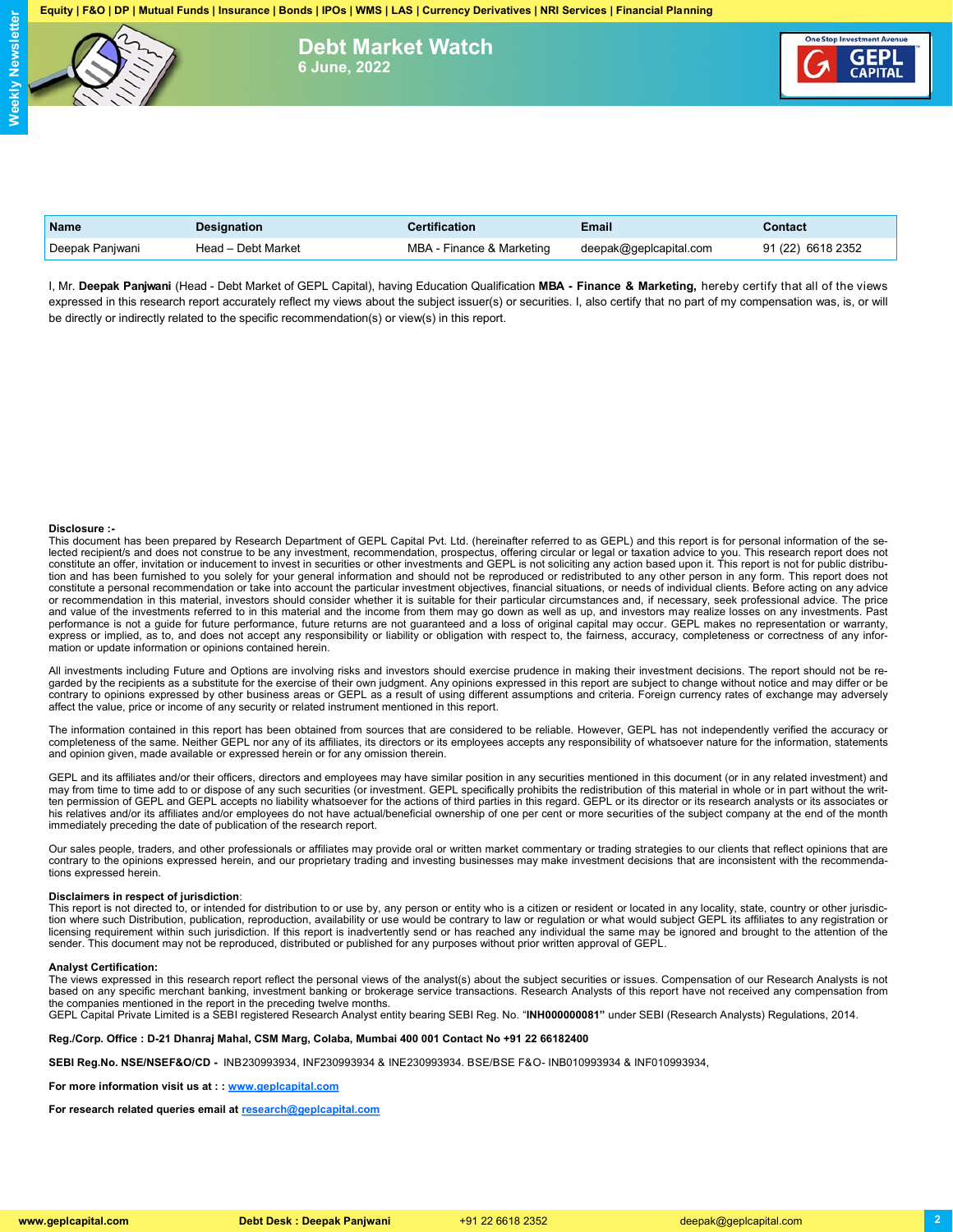| Name | Designation | Certification | Email | Contact |
| --- | --- | --- | --- | --- |
| Deepak Panjwani | Head – Debt Market | MBA - Finance & Marketing | deepak@geplcapital.com | 91 (22) 6618 2352 |

I, Mr. **Deepak Panjwani** (Head - Debt Market of GEPL Capital), having Education Qualification **MBA - Finance & Marketing,** hereby certify that all of the views expressed in this research report accurately reflect my views about the subject issuer(s) or securities. I, also certify that no part of my compensation was, is, or will be directly or indirectly related to the specific recommendation(s) or view(s) in this report.

**Disclosure :-**

This document has been prepared by Research Department of GEPL Capital Pvt. Ltd. (hereinafter referred to as GEPL) and this report is for personal information of the selected recipient/s and does not construe to be any investment, recommendation, prospectus, offering circular or legal or taxation advice to you. This research report does not constitute an offer, invitation or inducement to invest in securities or other investments and GEPL is not soliciting any action based upon it. This report is not for public distribution and has been furnished to you solely for your general information and should not be reproduced or redistributed to any other person in any form. This report does not constitute a personal recommendation or take into account the particular investment objectives, financial situations, or needs of individual clients. Before acting on any advice or recommendation in this material, investors should consider whether it is suitable for their particular circumstances and, if necessary, seek professional advice. The price and value of the investments referred to in this material and the income from them may go down as well as up, and investors may realize losses on any investments. Past performance is not a guide for future performance, future returns are not guaranteed and a loss of original capital may occur. GEPL makes no representation or warranty, express or implied, as to, and does not accept any responsibility or liability or obligation with respect to, the fairness, accuracy, completeness or correctness of any information or update information or opinions contained herein.

All investments including Future and Options are involving risks and investors should exercise prudence in making their investment decisions. The report should not be regarded by the recipients as a substitute for the exercise of their own judgment. Any opinions expressed in this report are subject to change without notice and may differ or be contrary to opinions expressed by other business areas or GEPL as a result of using different assumptions and criteria. Foreign currency rates of exchange may adversely affect the value, price or income of any security or related instrument mentioned in this report.

The information contained in this report has been obtained from sources that are considered to be reliable. However, GEPL has not independently verified the accuracy or completeness of the same. Neither GEPL nor any of its affiliates, its directors or its employees accepts any responsibility of whatsoever nature for the information, statements and opinion given, made available or expressed herein or for any omission therein.

GEPL and its affiliates and/or their officers, directors and employees may have similar position in any securities mentioned in this document (or in any related investment) and may from time to time add to or dispose of any such securities (or investment. GEPL specifically prohibits the redistribution of this material in whole or in part without the written permission of GEPL and GEPL accepts no liability whatsoever for the actions of third parties in this regard. GEPL or its director or its research analysts or its associates or his relatives and/or its affiliates and/or employees do not have actual/beneficial ownership of one per cent or more securities of the subject company at the end of the month immediately preceding the date of publication of the research report.

Our sales people, traders, and other professionals or affiliates may provide oral or written market commentary or trading strategies to our clients that reflect opinions that are contrary to the opinions expressed herein, and our proprietary trading and investing businesses may make investment decisions that are inconsistent with the recommendations expressed herein.

**Disclaimers in respect of jurisdiction**:

This report is not directed to, or intended for distribution to or use by, any person or entity who is a citizen or resident or located in any locality, state, country or other jurisdiction where such Distribution, publication, reproduction, availability or use would be contrary to law or regulation or what would subject GEPL its affiliates to any registration or licensing requirement within such jurisdiction. If this report is inadvertently send or has reached any individual the same may be ignored and brought to the attention of the sender. This document may not be reproduced, distributed or published for any purposes without prior written approval of GEPL.

**Analyst Certification:**

The views expressed in this research report reflect the personal views of the analyst(s) about the subject securities or issues. Compensation of our Research Analysts is not based on any specific merchant banking, investment banking or brokerage service transactions. Research Analysts of this report have not received any compensation from the companies mentioned in the report in the preceding twelve months.

GEPL Capital Private Limited is a SEBI registered Research Analyst entity bearing SEBI Reg. No. "**INH000000081**" under SEBI (Research Analysts) Regulations, 2014.

**Reg./Corp. Office : D-21 Dhanraj Mahal, CSM Marg, Colaba, Mumbai 400 001 Contact No +91 22 66182400**

**SEBI Reg.No. NSE/NSEF&O/CD -** INB230993934, INF230993934 & INE230993934. BSE/BSE F&O- INB010993934 & INF010993934,

**For more information visit us at : :** [www.geplcapital.com](http://www.geplcapital.com)

**For research related queries email at** [research@geplcapital.com](mailto:research@geplcapital.com)